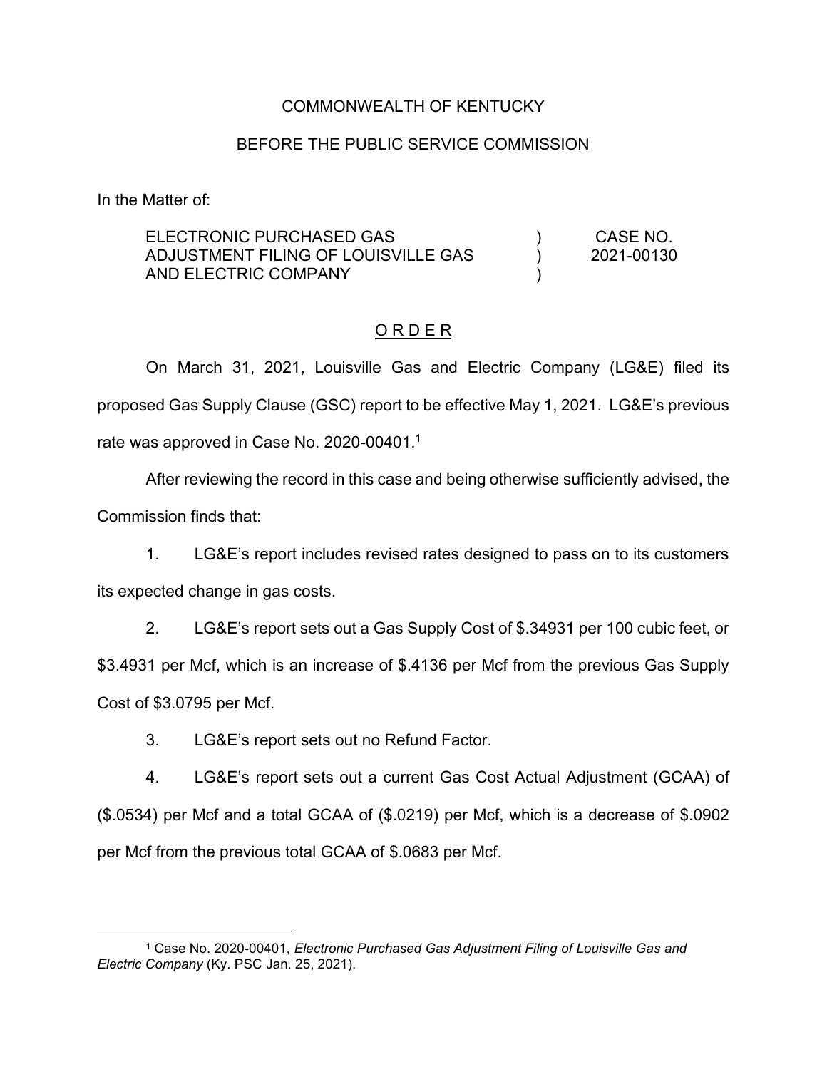COMMONWEALTH OF KENTUCKY

BEFORE THE PUBLIC SERVICE COMMISSION

In the Matter of:

| | | |
|---|---|---|
| ELECTRONIC PURCHASED GAS ADJUSTMENT FILING OF LOUISVILLE GAS AND ELECTRIC COMPANY | ) ) ) | CASE NO. 2021-00130 |

## O R D E R

On March 31, 2021, Louisville Gas and Electric Company (LG&E) filed its proposed Gas Supply Clause (GSC) report to be effective May 1, 2021. LG&E's previous rate was approved in Case No. 2020-00401.[1]

After reviewing the record in this case and being otherwise sufficiently advised, the Commission finds that:

1. LG&E's report includes revised rates designed to pass on to its customers its expected change in gas costs.

2. LG&E's report sets out a Gas Supply Cost of $.34931 per 100 cubic feet, or $3.4931 per Mcf, which is an increase of $.4136 per Mcf from the previous Gas Supply Cost of $3.0795 per Mcf.

3. LG&E's report sets out no Refund Factor.

4. LG&E's report sets out a current Gas Cost Actual Adjustment (GCAA) of ($.0534) per Mcf and a total GCAA of ($.0219) per Mcf, which is a decrease of $.0902 per Mcf from the previous total GCAA of $.0683 per Mcf.

---

[1] Case No. 2020-00401, *Electronic Purchased Gas Adjustment Filing of Louisville Gas and Electric Company* (Ky. PSC Jan. 25, 2021).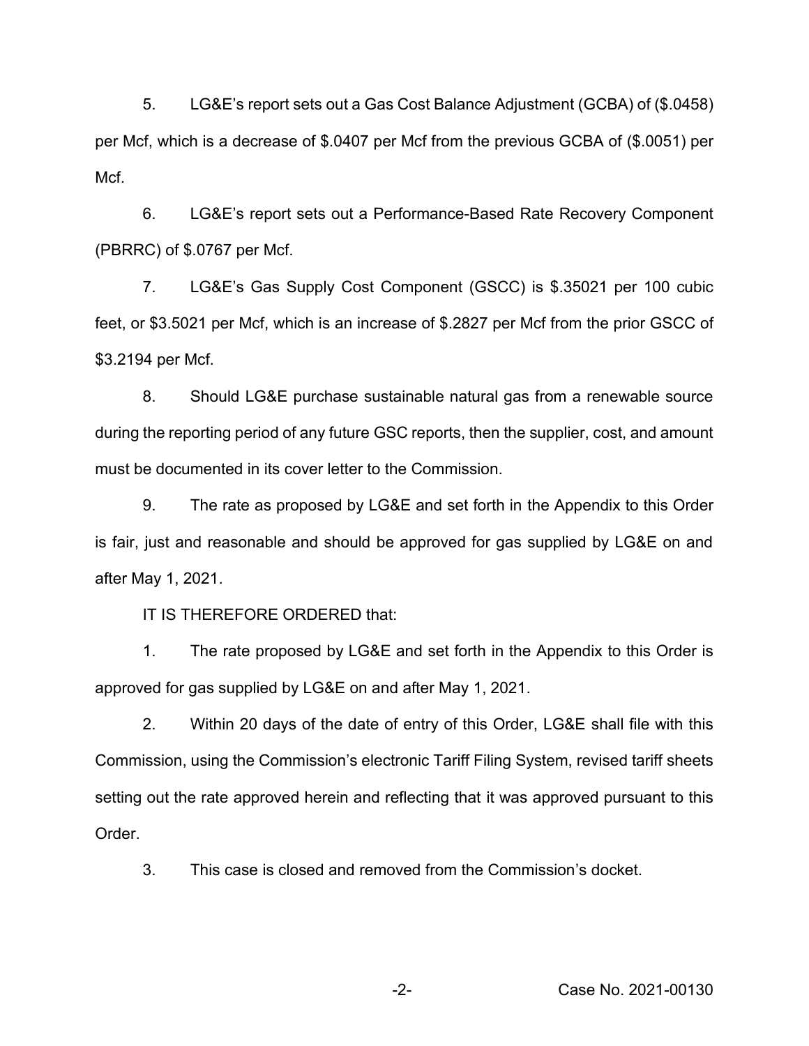5. LG&E's report sets out a Gas Cost Balance Adjustment (GCBA) of ($.0458) per Mcf, which is a decrease of $.0407 per Mcf from the previous GCBA of ($.0051) per Mcf.

6. LG&E's report sets out a Performance-Based Rate Recovery Component (PBRRC) of $.0767 per Mcf.

7. LG&E's Gas Supply Cost Component (GSCC) is $.35021 per 100 cubic feet, or $3.5021 per Mcf, which is an increase of $.2827 per Mcf from the prior GSCC of $3.2194 per Mcf.

8. Should LG&E purchase sustainable natural gas from a renewable source during the reporting period of any future GSC reports, then the supplier, cost, and amount must be documented in its cover letter to the Commission.

9. The rate as proposed by LG&E and set forth in the Appendix to this Order is fair, just and reasonable and should be approved for gas supplied by LG&E on and after May 1, 2021.

IT IS THEREFORE ORDERED that:

1. The rate proposed by LG&E and set forth in the Appendix to this Order is approved for gas supplied by LG&E on and after May 1, 2021.

2. Within 20 days of the date of entry of this Order, LG&E shall file with this Commission, using the Commission's electronic Tariff Filing System, revised tariff sheets setting out the rate approved herein and reflecting that it was approved pursuant to this Order.

3. This case is closed and removed from the Commission's docket.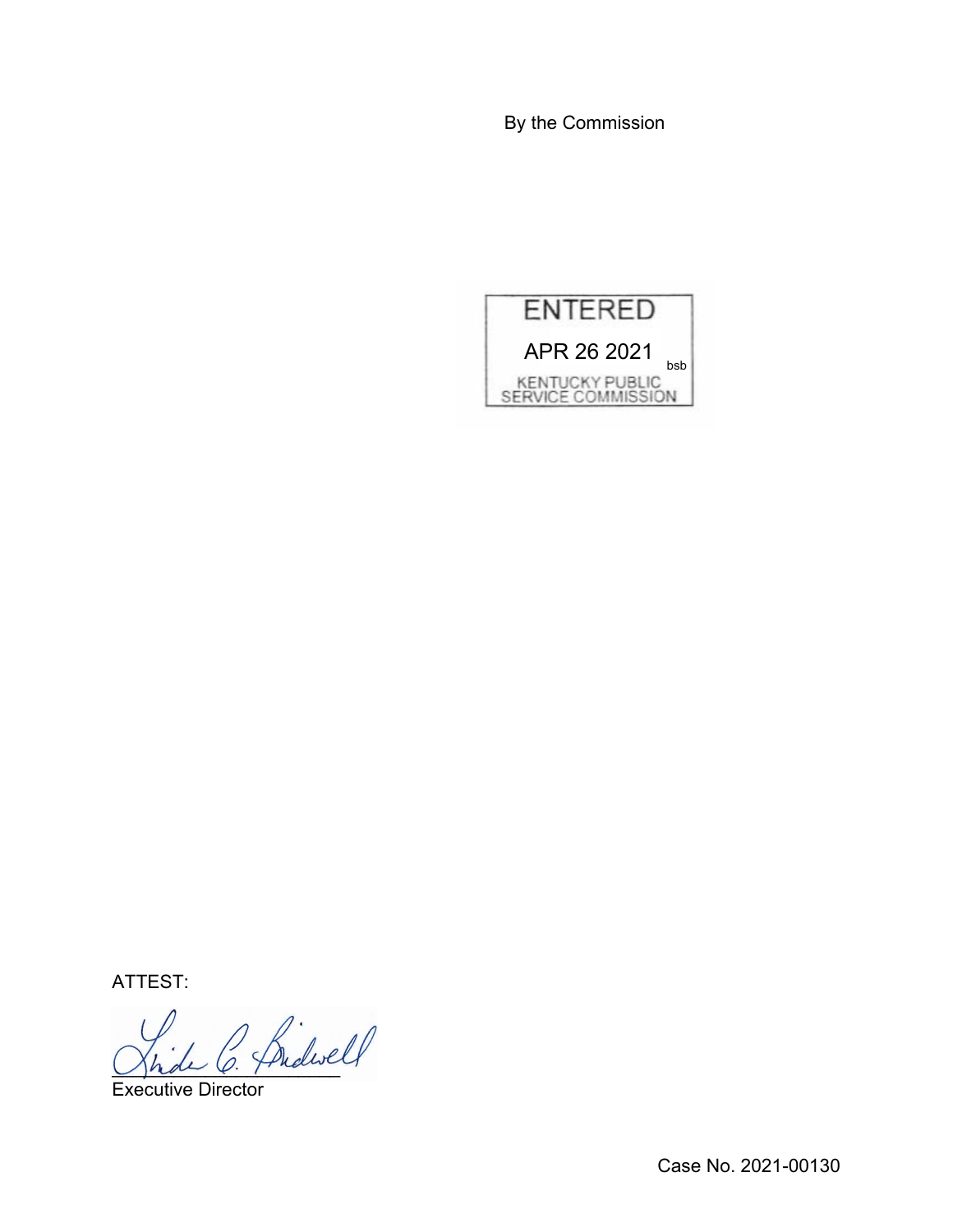By the Commission

ENTERED

APR 26 2021

bsb

KENTUCKY PUBLIC SERVICE COMMISSION

ATTEST:

Executive Director

Case No. 2021-00130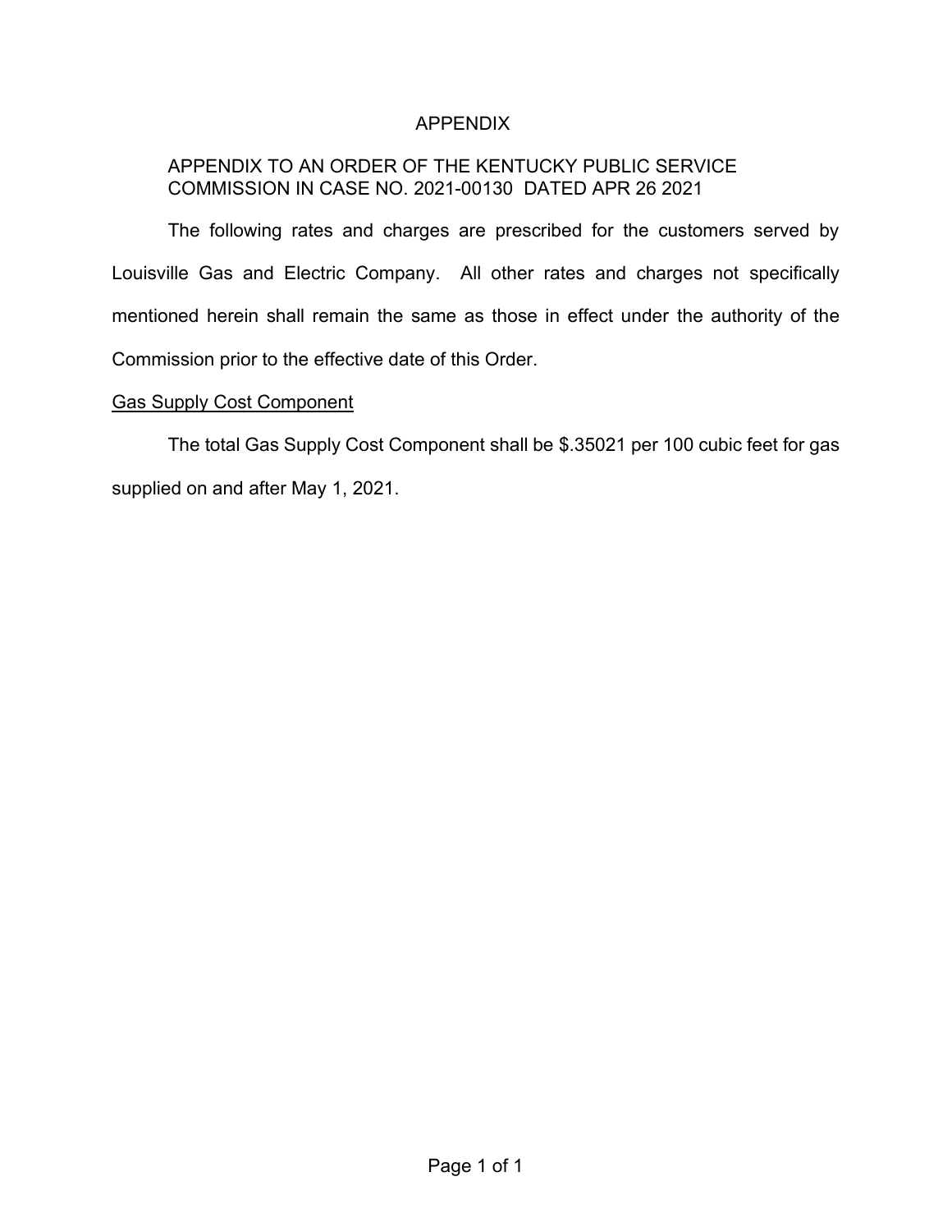# APPENDIX

APPENDIX TO AN ORDER OF THE KENTUCKY PUBLIC SERVICE COMMISSION IN CASE NO. 2021-00130 DATED APR 26 2021

The following rates and charges are prescribed for the customers served by Louisville Gas and Electric Company. All other rates and charges not specifically mentioned herein shall remain the same as those in effect under the authority of the Commission prior to the effective date of this Order.

## Gas Supply Cost Component

The total Gas Supply Cost Component shall be $.35021 per 100 cubic feet for gas supplied on and after May 1, 2021.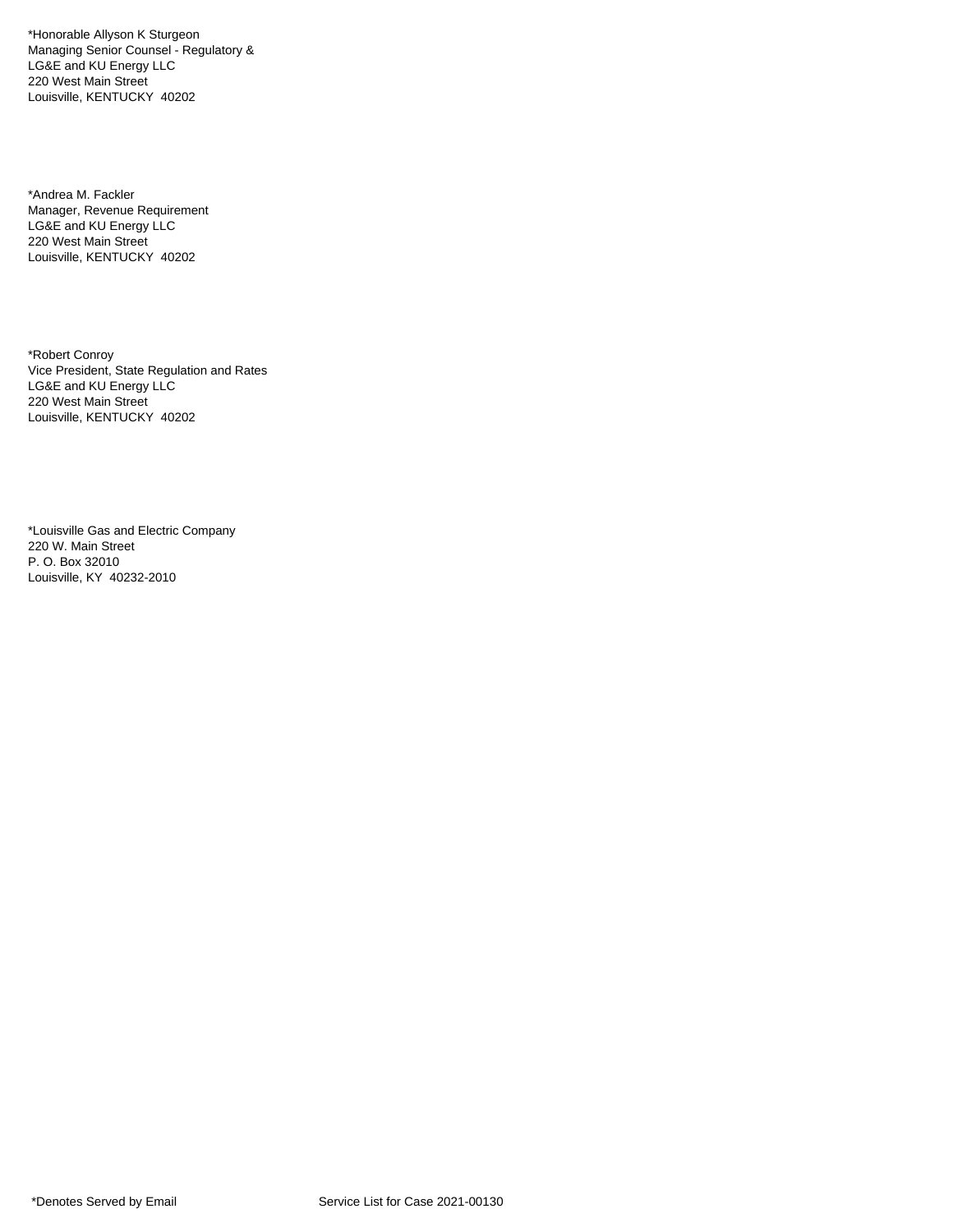*Honorable Allyson K Sturgeon
Managing Senior Counsel - Regulatory &
LG&E and KU Energy LLC
220 West Main Street
Louisville, KENTUCKY 40202

*Andrea M. Fackler
Manager, Revenue Requirement
LG&E and KU Energy LLC
220 West Main Street
Louisville, KENTUCKY 40202

*Robert Conroy
Vice President, State Regulation and Rates
LG&E and KU Energy LLC
220 West Main Street
Louisville, KENTUCKY 40202

*Louisville Gas and Electric Company
220 W. Main Street
P. O. Box 32010
Louisville, KY 40232-2010

*Denotes Served by Email

Service List for Case 2021-00130